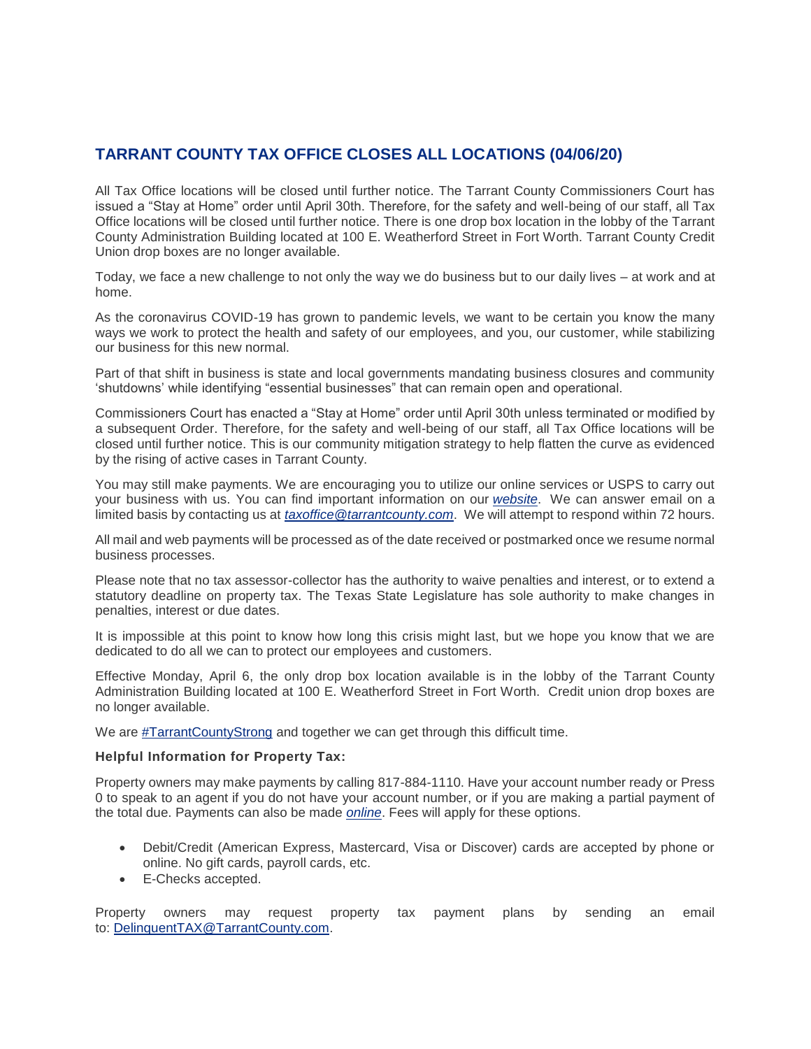## TARRANT COUNTY TAX OFFICE CLOSES ALL LOCATIONS (04/06/20)

All Tax Office locations will be closed until further notice. The Tarrant County Commissioners Court has issued a "Stay at Home" order until April 30th. Therefore, for the safety and well-being of our staff, all Tax Office locations will be closed until further notice. There is one drop box location in the lobby of the Tarrant County Administration Building located at 100 E. Weatherford Street in Fort Worth. Tarrant County Credit Union drop boxes are no longer available.

Today, we face a new challenge to not only the way we do business but to our daily lives – at work and at home.

As the coronavirus COVID-19 has grown to pandemic levels, we want to be certain you know the many ways we work to protect the health and safety of our employees, and you, our customer, while stabilizing our business for this new normal.

Part of that shift in business is state and local governments mandating business closures and community 'shutdowns' while identifying "essential businesses" that can remain open and operational.

Commissioners Court has enacted a "Stay at Home" order until April 30th unless terminated or modified by a subsequent Order. Therefore, for the safety and well-being of our staff, all Tax Office locations will be closed until further notice. This is our community mitigation strategy to help flatten the curve as evidenced by the rising of active cases in Tarrant County.

You may still make payments. We are encouraging you to utilize our online services or USPS to carry out your business with us. You can find important information on our *website*. We can answer email on a limited basis by contacting us at *taxoffice@tarrantcounty.com*. We will attempt to respond within 72 hours.

All mail and web payments will be processed as of the date received or postmarked once we resume normal business processes.

Please note that no tax assessor-collector has the authority to waive penalties and interest, or to extend a statutory deadline on property tax. The Texas State Legislature has sole authority to make changes in penalties, interest or due dates.

It is impossible at this point to know how long this crisis might last, but we hope you know that we are dedicated to do all we can to protect our employees and customers.

Effective Monday, April 6, the only drop box location available is in the lobby of the Tarrant County Administration Building located at 100 E. Weatherford Street in Fort Worth. Credit union drop boxes are no longer available.

We are #TarrantCountyStrong and together we can get through this difficult time.

**Helpful Information for Property Tax:**

Property owners may make payments by calling 817-884-1110. Have your account number ready or Press 0 to speak to an agent if you do not have your account number, or if you are making a partial payment of the total due. Payments can also be made *online*. Fees will apply for these options.

- Debit/Credit (American Express, Mastercard, Visa or Discover) cards are accepted by phone or online. No gift cards, payroll cards, etc.
- E-Checks accepted.

Property owners may request property tax payment plans by sending an email to: DelinquentTAX@TarrantCounty.com.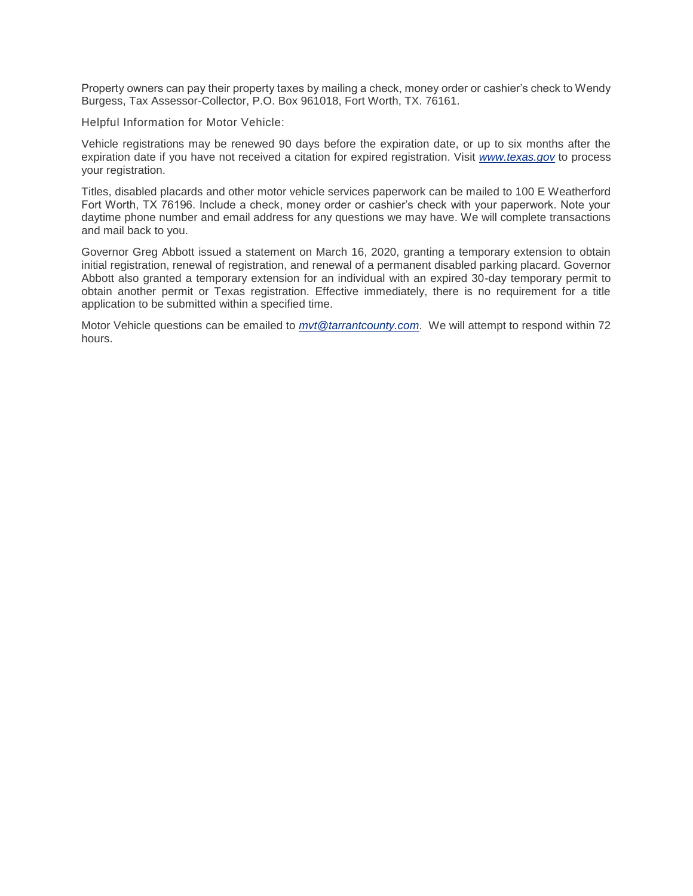Property owners can pay their property taxes by mailing a check, money order or cashier's check to Wendy Burgess, Tax Assessor-Collector, P.O. Box 961018, Fort Worth, TX. 76161.

Helpful Information for Motor Vehicle:

Vehicle registrations may be renewed 90 days before the expiration date, or up to six months after the expiration date if you have not received a citation for expired registration. Visit *www.texas.gov* to process your registration.

Titles, disabled placards and other motor vehicle services paperwork can be mailed to 100 E Weatherford Fort Worth, TX 76196. Include a check, money order or cashier's check with your paperwork. Note your daytime phone number and email address for any questions we may have. We will complete transactions and mail back to you.

Governor Greg Abbott issued a statement on March 16, 2020, granting a temporary extension to obtain initial registration, renewal of registration, and renewal of a permanent disabled parking placard. Governor Abbott also granted a temporary extension for an individual with an expired 30-day temporary permit to obtain another permit or Texas registration. Effective immediately, there is no requirement for a title application to be submitted within a specified time.

Motor Vehicle questions can be emailed to *mvt@tarrantcounty.com*. We will attempt to respond within 72 hours.